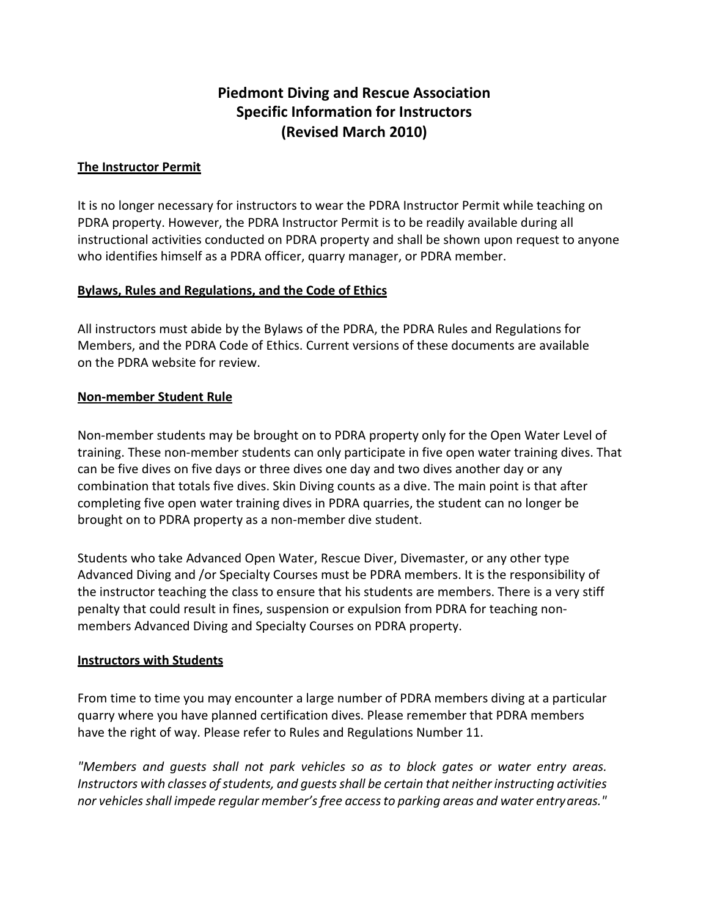# Piedmont Diving and Rescue Association
# Specific Information for Instructors
# (Revised March 2010)

## The Instructor Permit

It is no longer necessary for instructors to wear the PDRA Instructor Permit while teaching on PDRA property. However, the PDRA Instructor Permit is to be readily available during all instructional activities conducted on PDRA property and shall be shown upon request to anyone who identifies himself as a PDRA officer, quarry manager, or PDRA member.

## Bylaws, Rules and Regulations, and the Code of Ethics

All instructors must abide by the Bylaws of the PDRA, the PDRA Rules and Regulations for Members, and the PDRA Code of Ethics. Current versions of these documents are available on the PDRA website for review.

## Non-member Student Rule

Non-member students may be brought on to PDRA property only for the Open Water Level of training. These non-member students can only participate in five open water training dives. That can be five dives on five days or three dives one day and two dives another day or any combination that totals five dives. Skin Diving counts as a dive. The main point is that after completing five open water training dives in PDRA quarries, the student can no longer be brought on to PDRA property as a non-member dive student.

Students who take Advanced Open Water, Rescue Diver, Divemaster, or any other type Advanced Diving and /or Specialty Courses must be PDRA members. It is the responsibility of the instructor teaching the class to ensure that his students are members. There is a very stiff penalty that could result in fines, suspension or expulsion from PDRA for teaching non-members Advanced Diving and Specialty Courses on PDRA property.

## Instructors with Students

From time to time you may encounter a large number of PDRA members diving at a particular quarry where you have planned certification dives. Please remember that PDRA members have the right of way. Please refer to Rules and Regulations Number 11.

*"Members and guests shall not park vehicles so as to block gates or water entry areas. Instructors with classes of students, and guests shall be certain that neither instructing activities nor vehicles shall impede regular member's free access to parking areas and water entry areas."*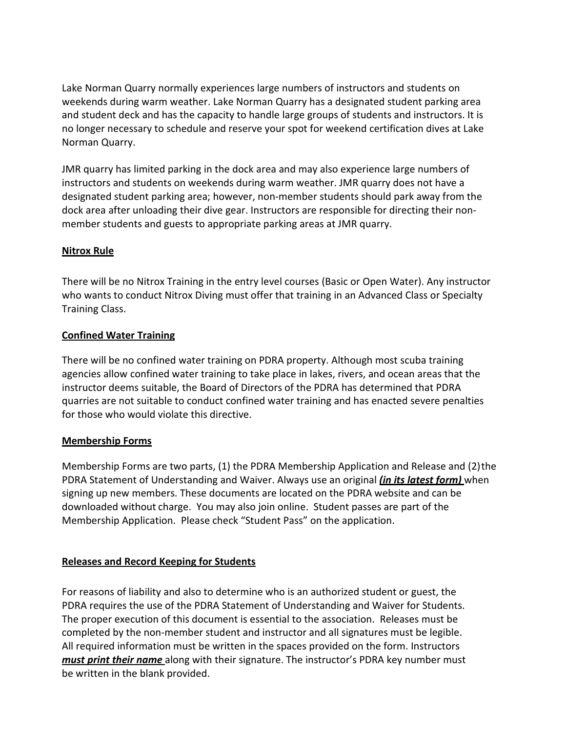Lake Norman Quarry normally experiences large numbers of instructors and students on weekends during warm weather. Lake Norman Quarry has a designated student parking area and student deck and has the capacity to handle large groups of students and instructors. It is no longer necessary to schedule and reserve your spot for weekend certification dives at Lake Norman Quarry.

JMR quarry has limited parking in the dock area and may also experience large numbers of instructors and students on weekends during warm weather. JMR quarry does not have a designated student parking area; however, non-member students should park away from the dock area after unloading their dive gear. Instructors are responsible for directing their non-member students and guests to appropriate parking areas at JMR quarry.

**Nitrox Rule**

There will be no Nitrox Training in the entry level courses (Basic or Open Water). Any instructor who wants to conduct Nitrox Diving must offer that training in an Advanced Class or Specialty Training Class.

**Confined Water Training**

There will be no confined water training on PDRA property. Although most scuba training agencies allow confined water training to take place in lakes, rivers, and ocean areas that the instructor deems suitable, the Board of Directors of the PDRA has determined that PDRA quarries are not suitable to conduct confined water training and has enacted severe penalties for those who would violate this directive.

**Membership Forms**

Membership Forms are two parts, (1) the PDRA Membership Application and Release and (2) the PDRA Statement of Understanding and Waiver. Always use an original ***(in its latest form)*** when signing up new members. These documents are located on the PDRA website and can be downloaded without charge. You may also join online. Student passes are part of the Membership Application. Please check "Student Pass" on the application.

**Releases and Record Keeping for Students**

For reasons of liability and also to determine who is an authorized student or guest, the PDRA requires the use of the PDRA Statement of Understanding and Waiver for Students. The proper execution of this document is essential to the association. Releases must be completed by the non-member student and instructor and all signatures must be legible. All required information must be written in the spaces provided on the form. Instructors ***must print their name*** along with their signature. The instructor's PDRA key number must be written in the blank provided.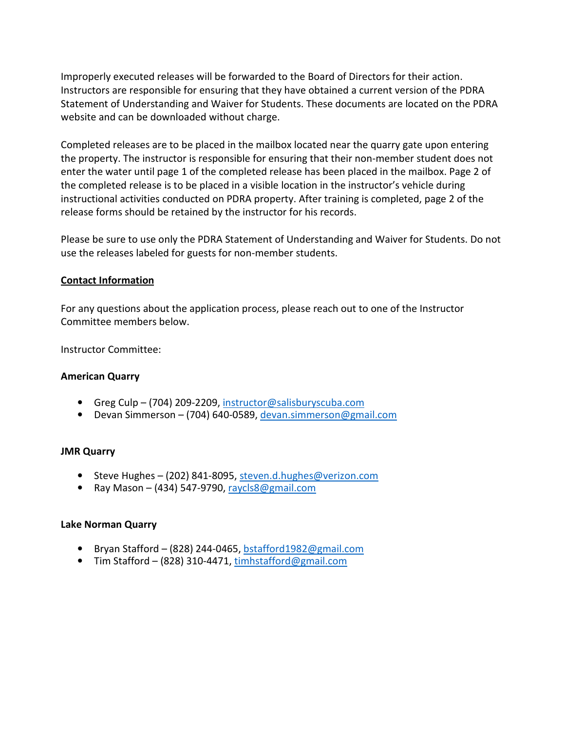Improperly executed releases will be forwarded to the Board of Directors for their action. Instructors are responsible for ensuring that they have obtained a current version of the PDRA Statement of Understanding and Waiver for Students. These documents are located on the PDRA website and can be downloaded without charge.

Completed releases are to be placed in the mailbox located near the quarry gate upon entering the property. The instructor is responsible for ensuring that their non-member student does not enter the water until page 1 of the completed release has been placed in the mailbox. Page 2 of the completed release is to be placed in a visible location in the instructor's vehicle during instructional activities conducted on PDRA property. After training is completed, page 2 of the release forms should be retained by the instructor for his records.

Please be sure to use only the PDRA Statement of Understanding and Waiver for Students. Do not use the releases labeled for guests for non-member students.

**Contact Information**

For any questions about the application process, please reach out to one of the Instructor Committee members below.

Instructor Committee:

**American Quarry**

- Greg Culp – (704) 209-2209, instructor@salisburyscuba.com
- Devan Simmerson – (704) 640-0589, devan.simmerson@gmail.com

**JMR Quarry**

- Steve Hughes – (202) 841-8095, steven.d.hughes@verizon.com
- Ray Mason – (434) 547-9790, raycls8@gmail.com

**Lake Norman Quarry**

- Bryan Stafford – (828) 244-0465, bstafford1982@gmail.com
- Tim Stafford – (828) 310-4471, timhstafford@gmail.com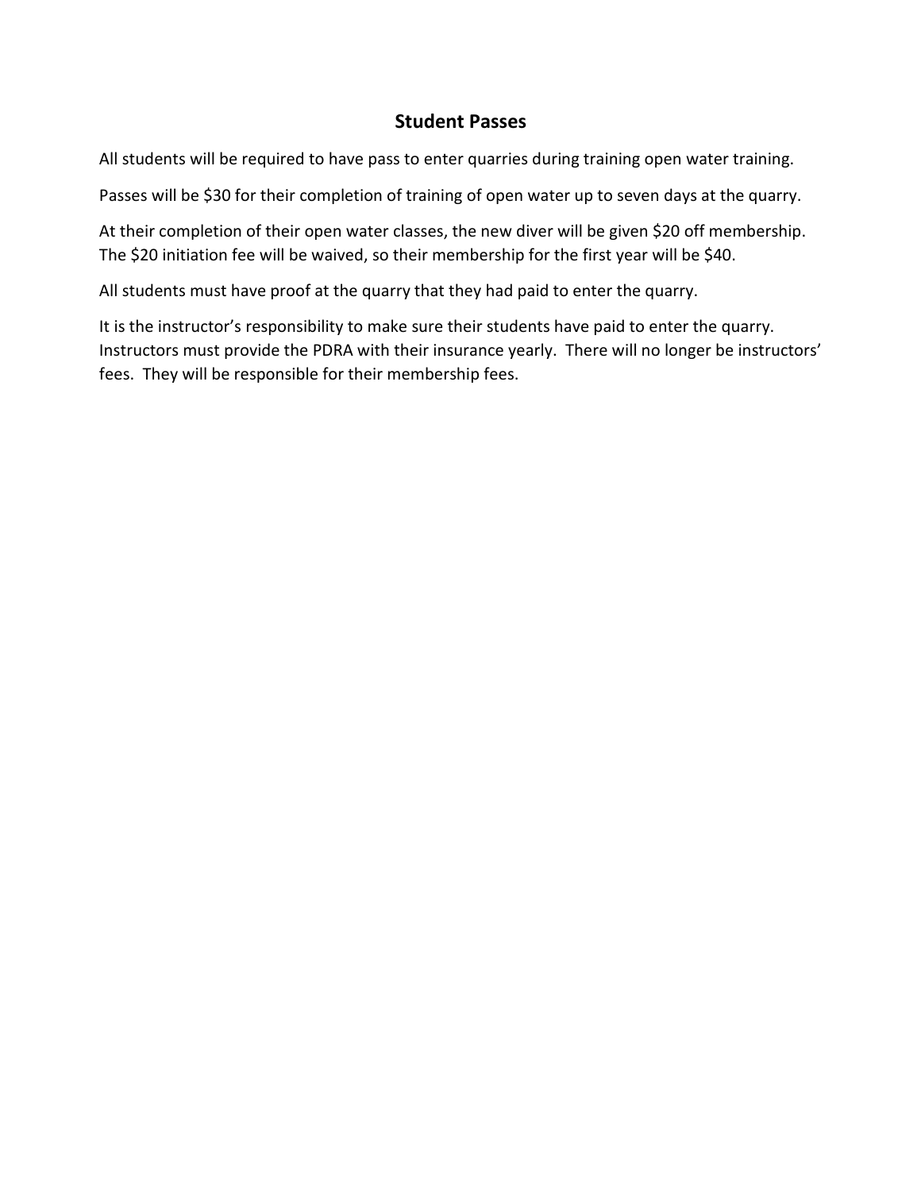## Student Passes

All students will be required to have pass to enter quarries during training open water training.

Passes will be $30 for their completion of training of open water up to seven days at the quarry.

At their completion of their open water classes, the new diver will be given $20 off membership. The $20 initiation fee will be waived, so their membership for the first year will be $40.

All students must have proof at the quarry that they had paid to enter the quarry.

It is the instructor's responsibility to make sure their students have paid to enter the quarry. Instructors must provide the PDRA with their insurance yearly. There will no longer be instructors' fees. They will be responsible for their membership fees.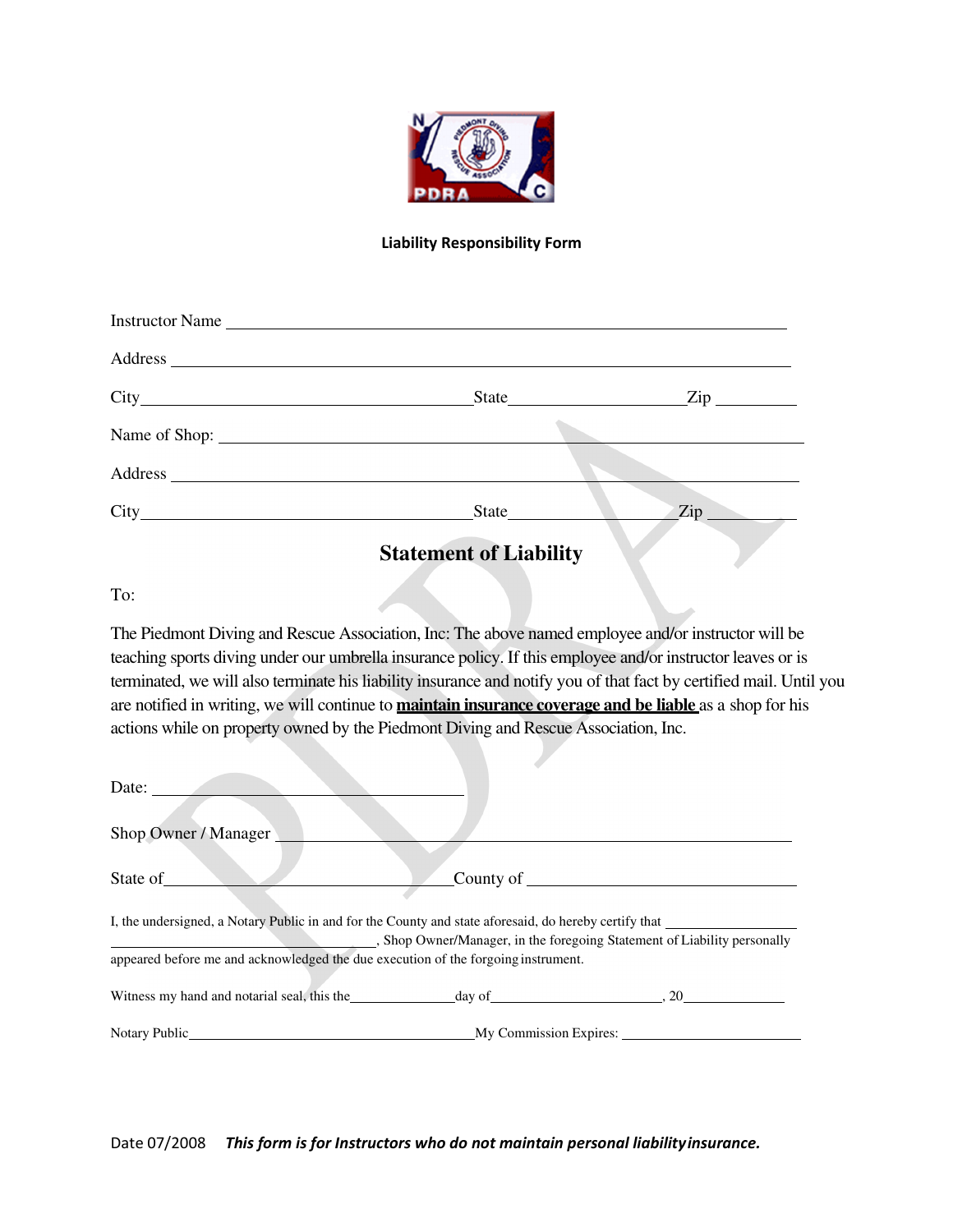**Liability Responsibility Form**

Instructor Name \_\_\_\_\_\_\_\_\_\_\_\_\_\_\_\_\_\_\_\_\_\_\_\_\_\_\_\_\_\_\_\_\_\_\_\_\_\_\_\_

Address \_\_\_\_\_\_\_\_\_\_\_\_\_\_\_\_\_\_\_\_\_\_\_\_\_\_\_\_\_\_\_\_\_\_\_\_\_\_\_\_

City\_\_\_\_\_\_\_\_\_\_\_\_\_\_\_\_\_\_\_\_ State\_\_\_\_\_\_\_\_\_\_\_\_ Zip \_\_\_\_\_\_\_\_

Name of Shop: \_\_\_\_\_\_\_\_\_\_\_\_\_\_\_\_\_\_\_\_\_\_\_\_\_\_\_\_\_\_\_\_\_\_\_\_\_\_\_\_

Address \_\_\_\_\_\_\_\_\_\_\_\_\_\_\_\_\_\_\_\_\_\_\_\_\_\_\_\_\_\_\_\_\_\_\_\_\_\_\_\_

City\_\_\_\_\_\_\_\_\_\_\_\_\_\_\_\_\_\_\_\_ State\_\_\_\_\_\_\_\_\_\_\_\_ Zip \_\_\_\_\_\_\_\_

## Statement of Liability

To:

The Piedmont Diving and Rescue Association, Inc: The above named employee and/or instructor will be teaching sports diving under our umbrella insurance policy. If this employee and/or instructor leaves or is terminated, we will also terminate his liability insurance and notify you of that fact by certified mail. Until you are notified in writing, we will continue to **maintain insurance coverage and be liable** as a shop for his actions while on property owned by the Piedmont Diving and Rescue Association, Inc.

Date: \_\_\_\_\_\_\_\_\_\_\_\_\_\_\_\_\_\_\_\_

Shop Owner / Manager \_\_\_\_\_\_\_\_\_\_\_\_\_\_\_\_\_\_\_\_\_\_\_\_\_\_\_\_\_\_\_\_

State of\_\_\_\_\_\_\_\_\_\_\_\_\_\_\_\_\_\_\_\_ County of \_\_\_\_\_\_\_\_\_\_\_\_\_\_\_\_\_\_\_\_

I, the undersigned, a Notary Public in and for the County and state aforesaid, do hereby certify that \_\_\_\_\_\_\_\_\_\_\_\_\_\_\_\_\_\_\_\_\_\_\_\_\_\_\_\_, Shop Owner/Manager, in the foregoing Statement of Liability personally appeared before me and acknowledged the due execution of the forgoing instrument.

Witness my hand and notarial seal, this the\_\_\_\_\_\_\_\_ day of\_\_\_\_\_\_\_\_\_\_\_\_, 20\_\_\_\_\_\_\_

Notary Public\_\_\_\_\_\_\_\_\_\_\_\_\_\_\_\_\_\_\_\_ My Commission Expires: \_\_\_\_\_\_\_\_\_\_\_\_\_\_

Date 07/2008 ***This form is for Instructors who do not maintain personal liability insurance.***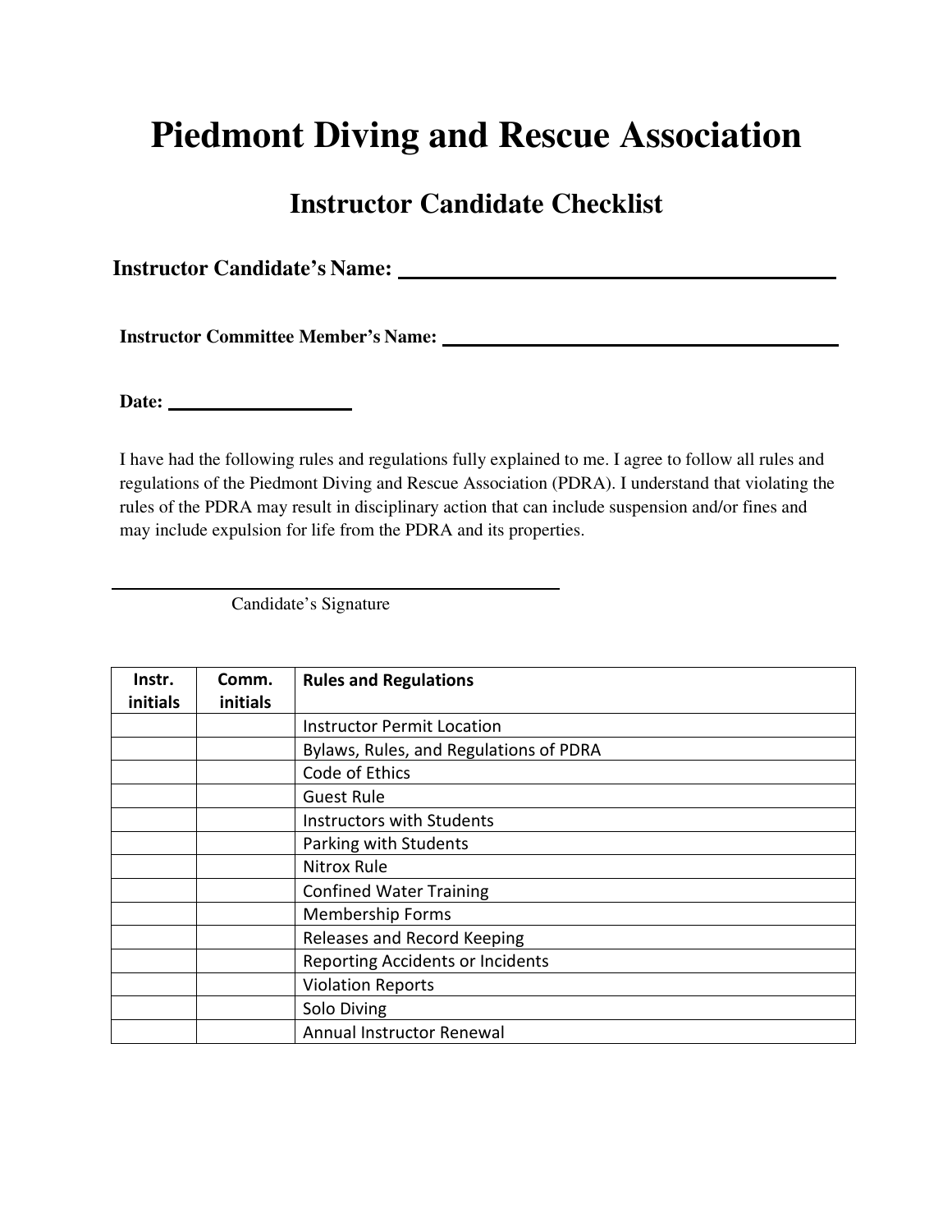# Piedmont Diving and Rescue Association

## Instructor Candidate Checklist

**Instructor Candidate's Name:** ______________________________

**Instructor Committee Member's Name:** ______________________________

**Date:** ______________

I have had the following rules and regulations fully explained to me. I agree to follow all rules and regulations of the Piedmont Diving and Rescue Association (PDRA). I understand that violating the rules of the PDRA may result in disciplinary action that can include suspension and/or fines and may include expulsion for life from the PDRA and its properties.

______________________________
Candidate's Signature

| Instr. initials | Comm. initials | Rules and Regulations |
|---|---|---|
| | | Instructor Permit Location |
| | | Bylaws, Rules, and Regulations of PDRA |
| | | Code of Ethics |
| | | Guest Rule |
| | | Instructors with Students |
| | | Parking with Students |
| | | Nitrox Rule |
| | | Confined Water Training |
| | | Membership Forms |
| | | Releases and Record Keeping |
| | | Reporting Accidents or Incidents |
| | | Violation Reports |
| | | Solo Diving |
| | | Annual Instructor Renewal |